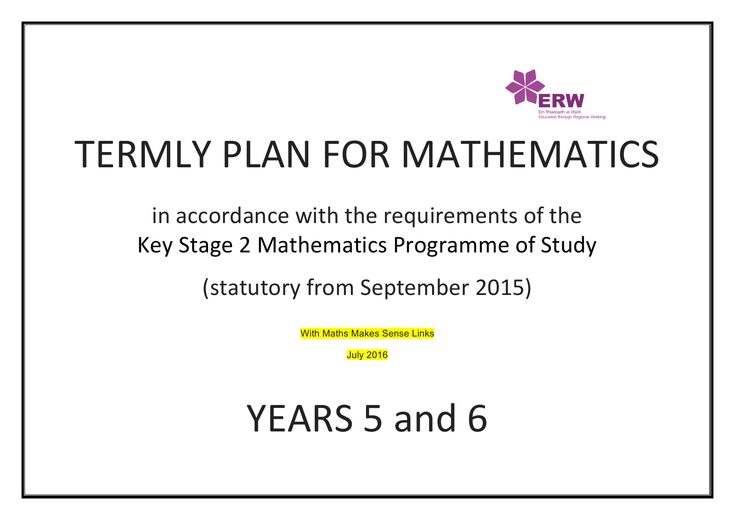ERW

Ein Rhanbarth ar Waith
Education through Regional Working

# TERMLY PLAN FOR MATHEMATICS

in accordance with the requirements of the
Key Stage 2 Mathematics Programme of Study

(statutory from September 2015)

With Maths Makes Sense Links

July 2016

# YEARS 5 and 6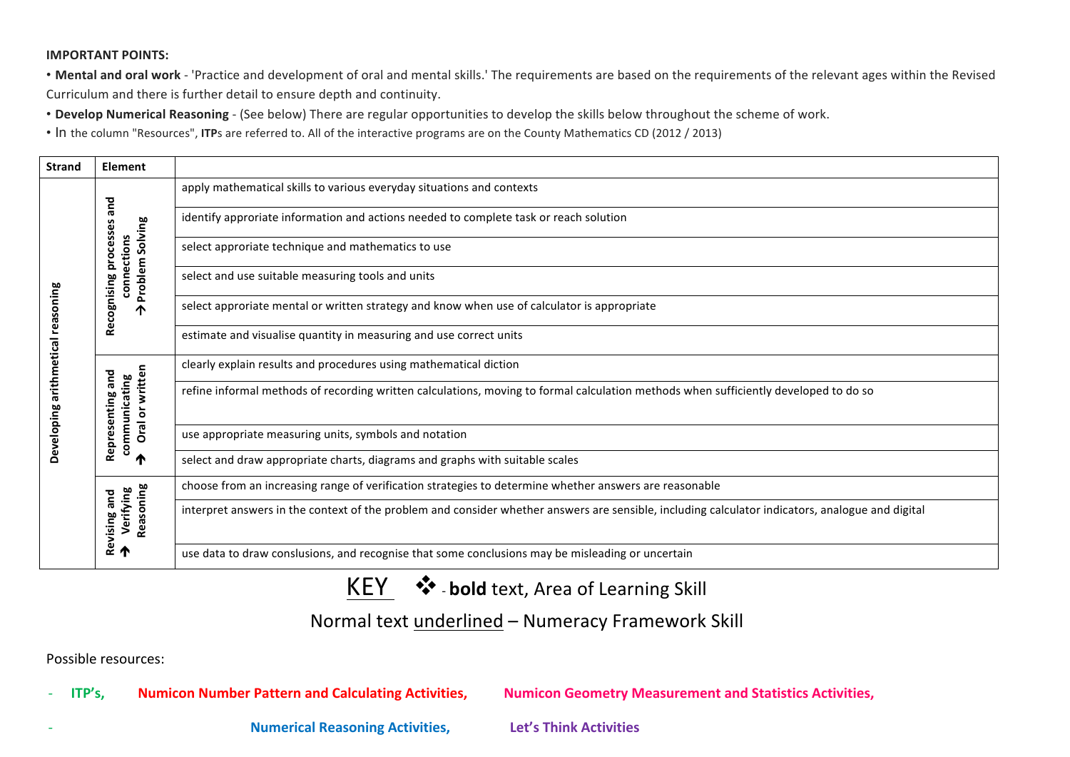**IMPORTANT POINTS:**

• **Mental and oral work** - 'Practice and development of oral and mental skills.' The requirements are based on the requirements of the relevant ages within the Revised Curriculum and there is further detail to ensure depth and continuity.

• **Develop Numerical Reasoning** - (See below) There are regular opportunities to develop the skills below throughout the scheme of work.

• In the column "Resources", **ITP**s are referred to. All of the interactive programs are on the County Mathematics CD (2012 / 2013)

| Strand | Element | |
|---|---|---|
| Developing arithmetical reasoning | Recognising processes and connections → Problem Solving | apply mathematical skills to various everyday situations and contexts |
| | | identify approriate information and actions needed to complete task or reach solution |
| | | select approriate technique and mathematics to use |
| | | select and use suitable measuring tools and units |
| | | select approriate mental or written strategy and know when use of calculator is appropriate |
| | | estimate and visualise quantity in measuring and use correct units |
| | Representing and communicating → Oral or written | clearly explain results and procedures using mathematical diction |
| | | refine informal methods of recording written calculations, moving to formal calculation methods when sufficiently developed to do so |
| | | use appropriate measuring units, symbols and notation |
| | | select and draw appropriate charts, diagrams and graphs with suitable scales |
| | Revising and Verifying → Reasoning | choose from an increasing range of verification strategies to determine whether answers are reasonable |
| | | interpret answers in the context of the problem and consider whether answers are sensible, including calculator indicators, analogue and digital |
| | | use data to draw conslusions, and recognise that some conclusions may be misleading or uncertain |

KEY ❖ - **bold** text, Area of Learning Skill

Normal text underlined – Numeracy Framework Skill

Possible resources:

- **ITP's**, **Numicon Number Pattern and Calculating Activities**, **Numicon Geometry Measurement and Statistics Activities**,
- **Numerical Reasoning Activities**, **Let's Think Activities**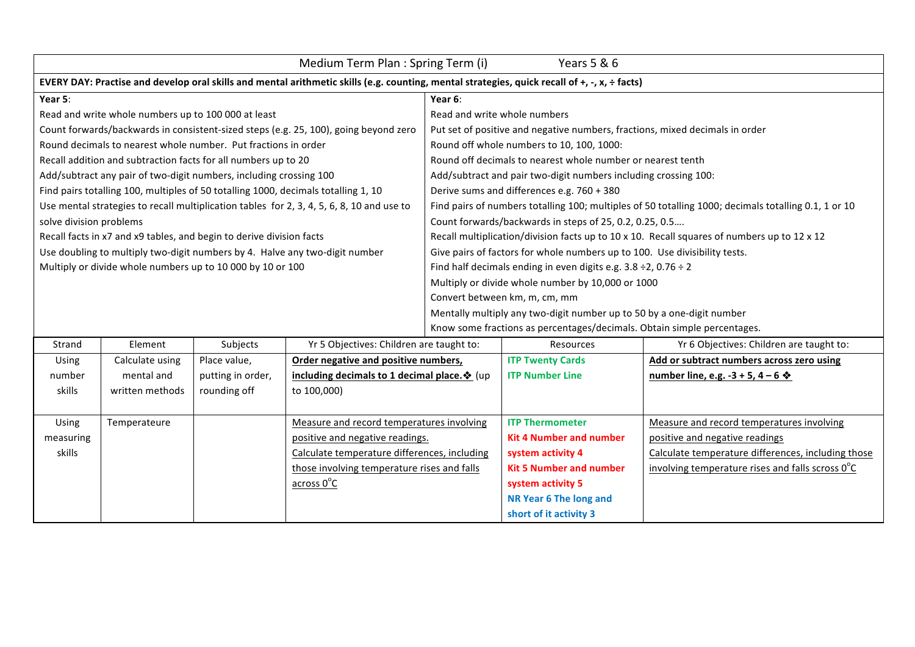Medium Term Plan : Spring Term (i) Years 5 & 6

**EVERY DAY: Practise and develop oral skills and mental arithmetic skills (e.g. counting, mental strategies, quick recall of +, -, x, ÷ facts)**

**Year 5**:

Read and write whole numbers up to 100 000 at least
Count forwards/backwards in consistent-sized steps (e.g. 25, 100), going beyond zero
Round decimals to nearest whole number. Put fractions in order
Recall addition and subtraction facts for all numbers up to 20
Add/subtract any pair of two-digit numbers, including crossing 100
Find pairs totalling 100, multiples of 50 totalling 1000, decimals totalling 1, 10
Use mental strategies to recall multiplication tables for 2, 3, 4, 5, 6, 8, 10 and use to solve division problems
Recall facts in x7 and x9 tables, and begin to derive division facts
Use doubling to multiply two-digit numbers by 4. Halve any two-digit number
Multiply or divide whole numbers up to 10 000 by 10 or 100

**Year 6**:

Read and write whole numbers
Put set of positive and negative numbers, fractions, mixed decimals in order
Round off whole numbers to 10, 100, 1000:
Round off decimals to nearest whole number or nearest tenth
Add/subtract and pair two-digit numbers including crossing 100:
Derive sums and differences e.g. 760 + 380
Find pairs of numbers totalling 100; multiples of 50 totalling 1000; decimals totalling 0.1, 1 or 10
Count forwards/backwards in steps of 25, 0.2, 0.25, 0.5….
Recall multiplication/division facts up to 10 x 10. Recall squares of numbers up to 12 x 12
Give pairs of factors for whole numbers up to 100. Use divisibility tests.
Find half decimals ending in even digits e.g. 3.8 ÷2, 0.76 ÷ 2
Multiply or divide whole number by 10,000 or 1000
Convert between km, m, cm, mm
Mentally multiply any two-digit number up to 50 by a one-digit number
Know some fractions as percentages/decimals. Obtain simple percentages.

| Strand | Element | Subjects | Yr 5 Objectives: Children are taught to: | Resources | Yr 6 Objectives: Children are taught to: |
|---|---|---|---|---|---|
| Using number skills | Calculate using mental and written methods | Place value, putting in order, rounding off | **Order negative and positive numbers, including decimals to 1 decimal place.** ❖ (up to 100,000) | **ITP Twenty Cards**<br>**ITP Number Line** | **Add or subtract numbers across zero using number line, e.g. -3 + 5, 4 – 6** ❖ |
| Using measuring skills | Temperateure | | Measure and record temperatures involving positive and negative readings.<br>Calculate temperature differences, including those involving temperature rises and falls across $0^{o}$C | **ITP Thermometer**<br>**Kit 4 Number and number system activity 4**<br>**Kit 5 Number and number system activity 5**<br>**NR Year 6 The long and short of it activity 3** | Measure and record temperatures involving positive and negative readings<br>Calculate temperature differences, including those involving temperature rises and falls scross $0^{o}$C |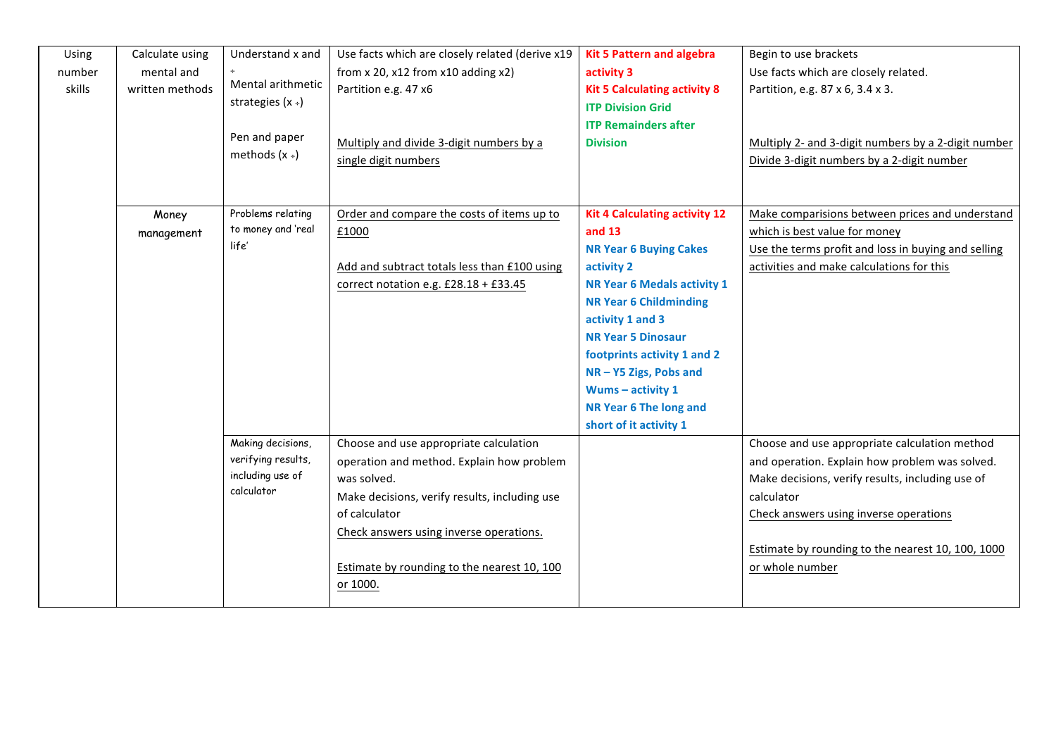| | | | | | |
|---|---|---|---|---|---|
| Using number skills | Calculate using mental and written methods | Understand x and ÷<br>Mental arithmetic strategies (x ÷)<br><br>Pen and paper methods (x ÷) | Use facts which are closely related (derive x19 from x 20, x12 from x10 adding x2)<br>Partition e.g. 47 x6<br><br>Multiply and divide 3-digit numbers by a single digit numbers | **Kit 5 Pattern and algebra activity 3**<br>**Kit 5 Calculating activity 8**<br>**ITP Division Grid**<br>**ITP Remainders after Division** | Begin to use brackets<br>Use facts which are closely related.<br>Partition, e.g. 87 x 6, 3.4 x 3.<br><br>Multiply 2- and 3-digit numbers by a 2-digit number<br>Divide 3-digit numbers by a 2-digit number |
| | Money management | Problems relating to money and 'real life' | Order and compare the costs of items up to £1000<br><br>Add and subtract totals less than £100 using correct notation e.g. £28.18 + £33.45 | **Kit 4 Calculating activity 12 and 13**<br>**NR Year 6 Buying Cakes activity 2**<br>**NR Year 6 Medals activity 1**<br>**NR Year 6 Childminding activity 1 and 3**<br>**NR Year 5 Dinosaur footprints activity 1 and 2**<br>**NR – Y5 Zigs, Pobs and Wums – activity 1**<br>**NR Year 6 The long and short of it activity 1** | Make comparisions between prices and understand which is best value for money<br>Use the terms profit and loss in buying and selling activities and make calculations for this |
| | | Making decisions, verifying results, including use of calculator | Choose and use appropriate calculation operation and method. Explain how problem was solved.<br>Make decisions, verify results, including use of calculator<br>Check answers using inverse operations.<br><br>Estimate by rounding to the nearest 10, 100 or 1000. | | Choose and use appropriate calculation method and operation. Explain how problem was solved.<br>Make decisions, verify results, including use of calculator<br>Check answers using inverse operations<br><br>Estimate by rounding to the nearest 10, 100, 1000 or whole number |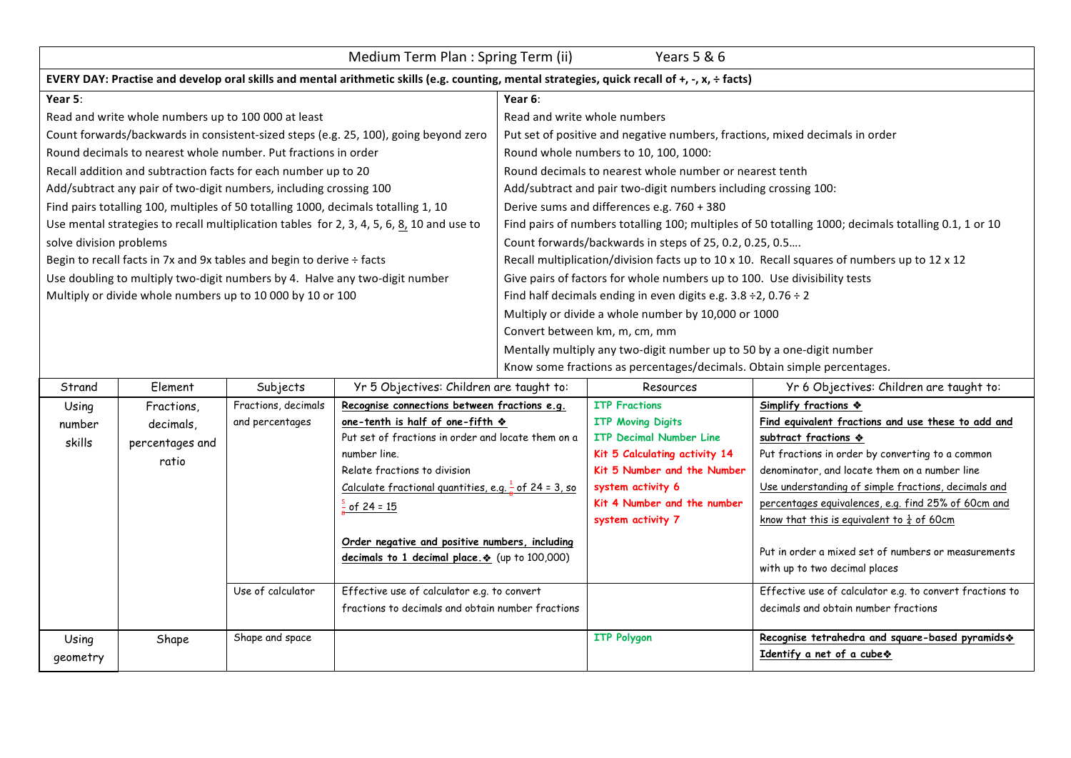# Medium Term Plan : Spring Term (ii) Years 5 & 6

**EVERY DAY: Practise and develop oral skills and mental arithmetic skills (e.g. counting, mental strategies, quick recall of +, -, x, ÷ facts)**

**Year 5**:

Read and write whole numbers up to 100 000 at least
Count forwards/backwards in consistent-sized steps (e.g. 25, 100), going beyond zero
Round decimals to nearest whole number. Put fractions in order
Recall addition and subtraction facts for each number up to 20
Add/subtract any pair of two-digit numbers, including crossing 100
Find pairs totalling 100, multiples of 50 totalling 1000, decimals totalling 1, 10
Use mental strategies to recall multiplication tables for 2, 3, 4, 5, 6, 8, 10 and use to solve division problems
Begin to recall facts in 7x and 9x tables and begin to derive ÷ facts
Use doubling to multiply two-digit numbers by 4. Halve any two-digit number
Multiply or divide whole numbers up to 10 000 by 10 or 100

**Year 6**:

Read and write whole numbers
Put set of positive and negative numbers, fractions, mixed decimals in order
Round whole numbers to 10, 100, 1000:
Round decimals to nearest whole number or nearest tenth
Add/subtract and pair two-digit numbers including crossing 100:
Derive sums and differences e.g. 760 + 380
Find pairs of numbers totalling 100; multiples of 50 totalling 1000; decimals totalling 0.1, 1 or 10
Count forwards/backwards in steps of 25, 0.2, 0.25, 0.5….
Recall multiplication/division facts up to 10 x 10. Recall squares of numbers up to 12 x 12
Give pairs of factors for whole numbers up to 100. Use divisibility tests
Find half decimals ending in even digits e.g. 3.8 ÷2, 0.76 ÷ 2
Multiply or divide a whole number by 10,000 or 1000
Convert between km, m, cm, mm
Mentally multiply any two-digit number up to 50 by a one-digit number
Know some fractions as percentages/decimals. Obtain simple percentages.

| Strand | Element | Subjects | Yr 5 Objectives: Children are taught to: | Resources | Yr 6 Objectives: Children are taught to: |
|---|---|---|---|---|---|
| Using number skills | Fractions, decimals, percentages and ratio | Fractions, decimals and percentages | **Recognise connections between fractions e.g. one-tenth is half of one-fifth ❖**<br>Put set of fractions in order and locate them on a number line.<br>Relate fractions to division<br>Calculate fractional quantities, e.g. $\frac{1}{8}$ of 24 = 3, so $\frac{5}{8}$ of 24 = 15<br><br>**Order negative and positive numbers, including decimals to 1 decimal place.❖** (up to 100,000) | ITP Fractions<br>ITP Moving Digits<br>ITP Decimal Number Line<br>Kit 5 Calculating activity 14<br>Kit 5 Number and the Number system activity 6<br>Kit 4 Number and the number system activity 7 | **Simplify fractions ❖**<br>**Find equivalent fractions and use these to add and subtract fractions ❖**<br>Put fractions in order by converting to a common denominator, and locate them on a number line<br>Use understanding of simple fractions, decimals and percentages equivalences, e.g. find 25% of 60cm and know that this is equivalent to $\frac{1}{4}$ of 60cm<br><br>Put in order a mixed set of numbers or measurements with up to two decimal places |
| | | Use of calculator | Effective use of calculator e.g. to convert fractions to decimals and obtain number fractions | | Effective use of calculator e.g. to convert fractions to decimals and obtain number fractions |
| Using geometry | Shape | Shape and space | | ITP Polygon | **Recognise tetrahedra and square-based pyramids❖**<br>**Identify a net of a cube❖** |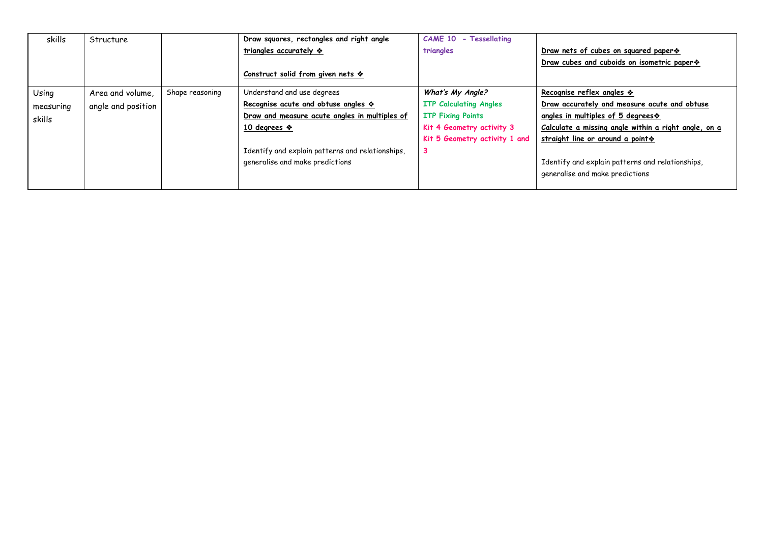| skills | Structure | | Draw squares, rectangles and right angle triangles accurately ❖<br><br>Construct solid from given nets ❖ | CAME 10 - Tessellating triangles | Draw nets of cubes on squared paper❖<br>Draw cubes and cuboids on isometric paper❖ |
|---|---|---|---|---|---|
| Using measuring skills | Area and volume, angle and position | Shape reasoning | Understand and use degrees<br>Recognise acute and obtuse angles ❖<br>Draw and measure acute angles in multiples of 10 degrees ❖<br><br>Identify and explain patterns and relationships, generalise and make predictions | *What's My Angle?*<br>ITP Calculating Angles<br>ITP Fixing Points<br>Kit 4 Geometry activity 3<br>Kit 5 Geometry activity 1 and 3 | Recognise reflex angles ❖<br>Draw accurately and measure acute and obtuse angles in multiples of 5 degrees❖<br>Calculate a missing angle within a right angle, on a straight line or around a point❖<br><br>Identify and explain patterns and relationships, generalise and make predictions |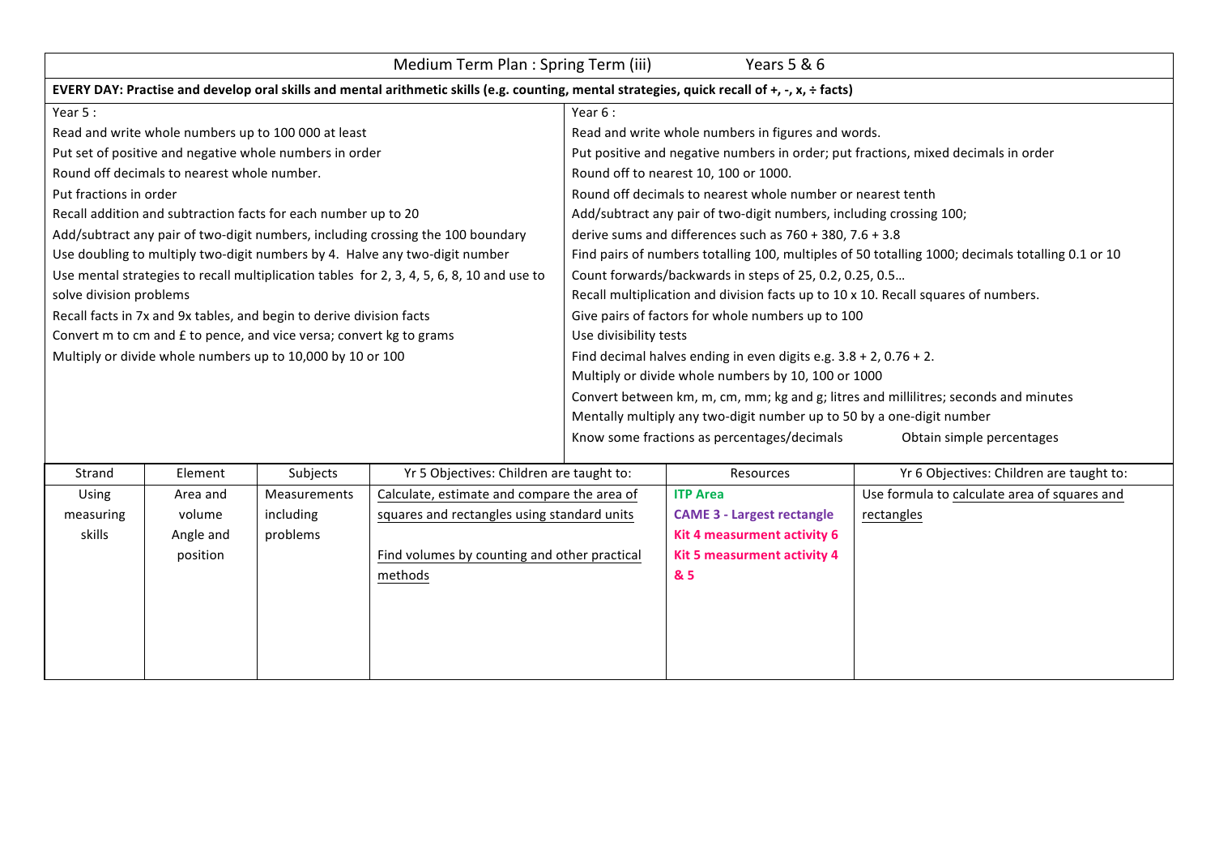# Medium Term Plan : Spring Term (iii) Years 5 & 6

**EVERY DAY: Practise and develop oral skills and mental arithmetic skills (e.g. counting, mental strategies, quick recall of +, -, x, ÷ facts)**

**Year 5 :**

- Read and write whole numbers up to 100 000 at least
- Put set of positive and negative whole numbers in order
- Round off decimals to nearest whole number.
- Put fractions in order
- Recall addition and subtraction facts for each number up to 20
- Add/subtract any pair of two-digit numbers, including crossing the 100 boundary
- Use doubling to multiply two-digit numbers by 4. Halve any two-digit number
- Use mental strategies to recall multiplication tables for 2, 3, 4, 5, 6, 8, 10 and use to solve division problems
- Recall facts in 7x and 9x tables, and begin to derive division facts
- Convert m to cm and £ to pence, and vice versa; convert kg to grams
- Multiply or divide whole numbers up to 10,000 by 10 or 100

**Year 6 :**

- Read and write whole numbers in figures and words.
- Put positive and negative numbers in order; put fractions, mixed decimals in order
- Round off to nearest 10, 100 or 1000.
- Round off decimals to nearest whole number or nearest tenth
- Add/subtract any pair of two-digit numbers, including crossing 100;
- derive sums and differences such as 760 + 380, 7.6 + 3.8
- Find pairs of numbers totalling 100, multiples of 50 totalling 1000; decimals totalling 0.1 or 10
- Count forwards/backwards in steps of 25, 0.2, 0.25, 0.5…
- Recall multiplication and division facts up to 10 x 10. Recall squares of numbers.
- Give pairs of factors for whole numbers up to 100
- Use divisibility tests
- Find decimal halves ending in even digits e.g. 3.8 + 2, 0.76 + 2.
- Multiply or divide whole numbers by 10, 100 or 1000
- Convert between km, m, cm, mm; kg and g; litres and millilitres; seconds and minutes
- Mentally multiply any two-digit number up to 50 by a one-digit number
- Know some fractions as percentages/decimals
- Obtain simple percentages

| Strand | Element | Subjects | Yr 5 Objectives: Children are taught to: | Resources | Yr 6 Objectives: Children are taught to: |
|---|---|---|---|---|---|
| Using measuring skills | Area and volume<br>Angle and position | Measurements including problems | Calculate, estimate and compare the area of squares and rectangles using standard units<br><br>Find volumes by counting and other practical methods | **ITP Area**<br>**CAME 3 - Largest rectangle**<br>**Kit 4 measurment activity 6**<br>**Kit 5 measurment activity 4 & 5** | Use formula to calculate area of squares and rectangles |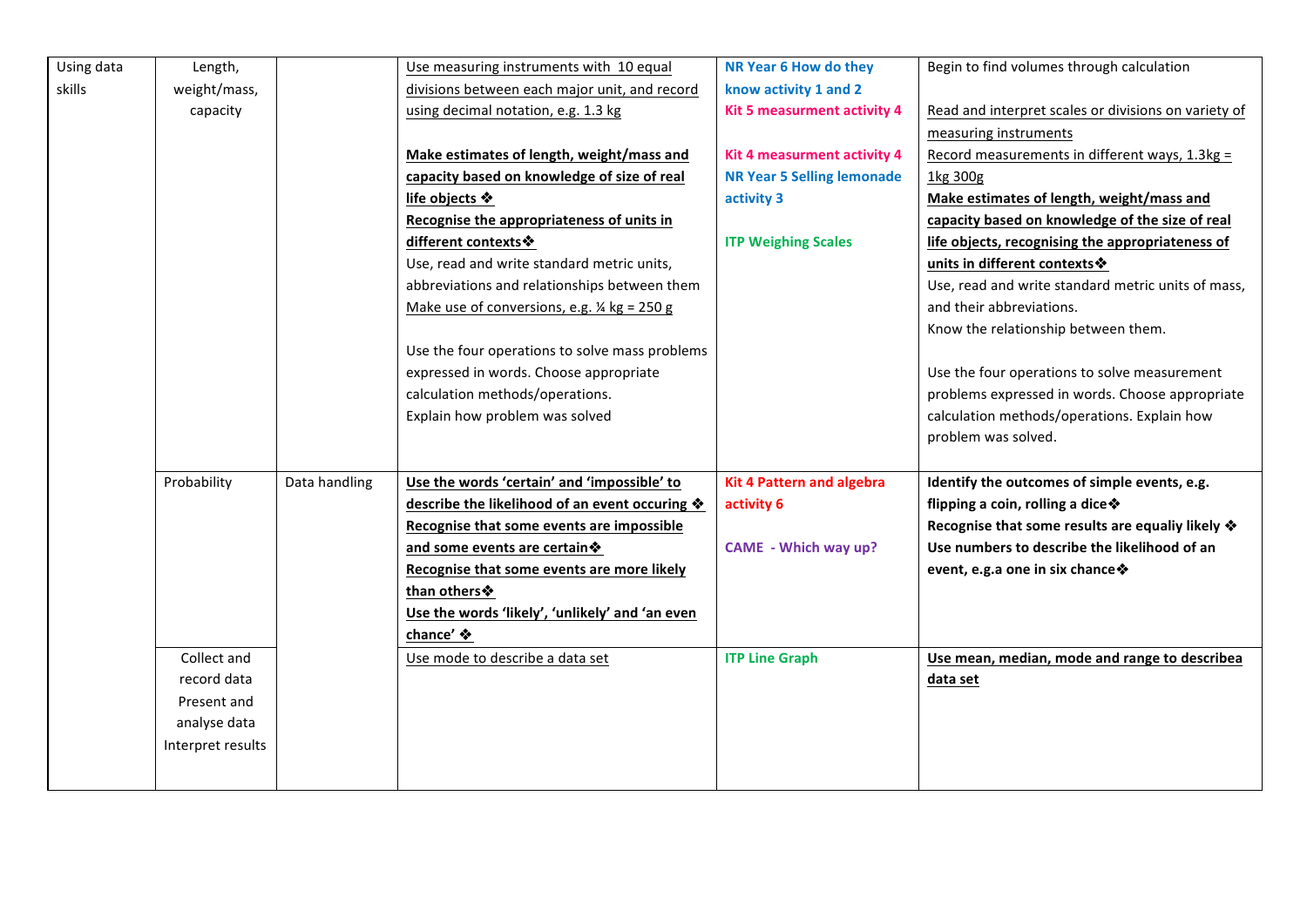| | | | | | |
|---|---|---|---|---|---|
| Using data skills | Length, weight/mass, capacity | | Use measuring instruments with 10 equal divisions between each major unit, and record using decimal notation, e.g. 1.3 kg<br><br>**Make estimates of length, weight/mass and capacity based on knowledge of size of real life objects ❖**<br>**Recognise the appropriateness of units in different contexts❖**<br>Use, read and write standard metric units, abbreviations and relationships between them<br>Make use of conversions, e.g. ¼ kg = 250 g<br><br>Use the four operations to solve mass problems expressed in words. Choose appropriate calculation methods/operations.<br>Explain how problem was solved | **NR Year 6 How do they know activity 1 and 2**<br>**Kit 5 measurment activity 4**<br><br>**Kit 4 measurment activity 4**<br>**NR Year 5 Selling lemonade activity 3**<br><br>**ITP Weighing Scales** | Begin to find volumes through calculation<br><br>Read and interpret scales or divisions on variety of measuring instruments<br>Record measurements in different ways, 1.3kg = 1kg 300g<br>**Make estimates of length, weight/mass and capacity based on knowledge of the size of real life objects, recognising the appropriateness of units in different contexts❖**<br>Use, read and write standard metric units of mass, and their abbreviations.<br>Know the relationship between them.<br><br>Use the four operations to solve measurement problems expressed in words. Choose appropriate calculation methods/operations. Explain how problem was solved. |
| | Probability | Data handling | **Use the words 'certain' and 'impossible' to describe the likelihood of an event occuring ❖**<br>**Recognise that some events are impossible and some events are certain❖**<br>**Recognise that some events are more likely than others❖**<br>**Use the words 'likely', 'unlikely' and 'an even chance' ❖** | **Kit 4 Pattern and algebra activity 6**<br><br>**CAME - Which way up?** | **Identify the outcomes of simple events, e.g. flipping a coin, rolling a dice❖**<br>**Recognise that some results are equaliy likely ❖**<br>**Use numbers to describe the likelihood of an event, e.g.a one in six chance❖** |
| | Collect and record data<br>Present and analyse data<br>Interpret results | | Use mode to describe a data set | **ITP Line Graph** | **Use mean, median, mode and range to describea data set** |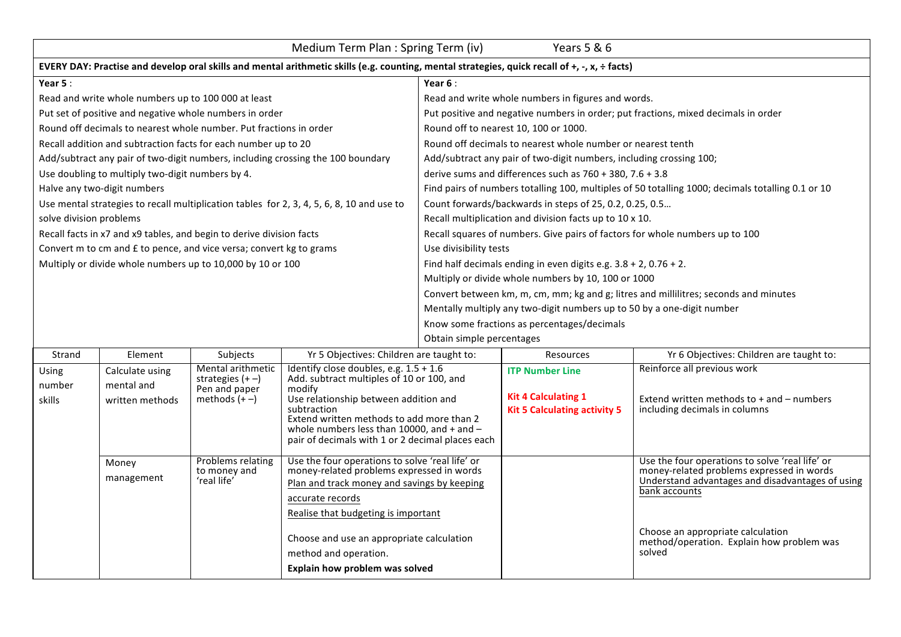# Medium Term Plan : Spring Term (iv) Years 5 & 6

**EVERY DAY: Practise and develop oral skills and mental arithmetic skills (e.g. counting, mental strategies, quick recall of +, -, x, ÷ facts)**

| **Year 5** : | **Year 6** : |
|---|---|
| Read and write whole numbers up to 100 000 at least | Read and write whole numbers in figures and words. |
| Put set of positive and negative whole numbers in order | Put positive and negative numbers in order; put fractions, mixed decimals in order |
| Round off decimals to nearest whole number. Put fractions in order | Round off to nearest 10, 100 or 1000. |
| Recall addition and subtraction facts for each number up to 20 | Round off decimals to nearest whole number or nearest tenth |
| Add/subtract any pair of two-digit numbers, including crossing the 100 boundary | Add/subtract any pair of two-digit numbers, including crossing 100; |
| Use doubling to multiply two-digit numbers by 4. | derive sums and differences such as 760 + 380, 7.6 + 3.8 |
| Halve any two-digit numbers | Find pairs of numbers totalling 100, multiples of 50 totalling 1000; decimals totalling 0.1 or 10 |
| Use mental strategies to recall multiplication tables for 2, 3, 4, 5, 6, 8, 10 and use to solve division problems | Count forwards/backwards in steps of 25, 0.2, 0.25, 0.5… |
| | Recall multiplication and division facts up to 10 x 10. |
| Recall facts in x7 and x9 tables, and begin to derive division facts | Recall squares of numbers. Give pairs of factors for whole numbers up to 100 |
| Convert m to cm and £ to pence, and vice versa; convert kg to grams | Use divisibility tests |
| Multiply or divide whole numbers up to 10,000 by 10 or 100 | Find half decimals ending in even digits e.g. 3.8 ÷ 2, 0.76 ÷ 2. |
| | Multiply or divide whole numbers by 10, 100 or 1000 |
| | Convert between km, m, cm, mm; kg and g; litres and millilitres; seconds and minutes |
| | Mentally multiply any two-digit numbers up to 50 by a one-digit number |
| | Know some fractions as percentages/decimals |
| | Obtain simple percentages |

| Strand | Element | Subjects | Yr 5 Objectives: Children are taught to: | Resources | Yr 6 Objectives: Children are taught to: |
|---|---|---|---|---|---|
| Using number skills | Calculate using mental and written methods | Mental arithmetic strategies (+ –)<br>Pen and paper methods (+ –) | Identify close doubles, e.g. 1.5 + 1.6<br>Add. subtract multiples of 10 or 100, and modify<br>Use relationship between addition and subtraction<br>Extend written methods to add more than 2 whole numbers less than 10000, and + and – pair of decimals with 1 or 2 decimal places each | **ITP Number Line**<br><br>**Kit 4 Calculating 1**<br>**Kit 5 Calculating activity 5** | Reinforce all previous work<br><br>Extend written methods to + and – numbers including decimals in columns |
| | Money management | Problems relating to money and 'real life' | Use the four operations to solve 'real life' or money-related problems expressed in words<br>Plan and track money and savings by keeping accurate records<br>Realise that budgeting is important<br><br>Choose and use an appropriate calculation method and operation.<br>**Explain how problem was solved** | | Use the four operations to solve 'real life' or money-related problems expressed in words<br>Understand advantages and disadvantages of using bank accounts<br><br>Choose an appropriate calculation method/operation. Explain how problem was solved |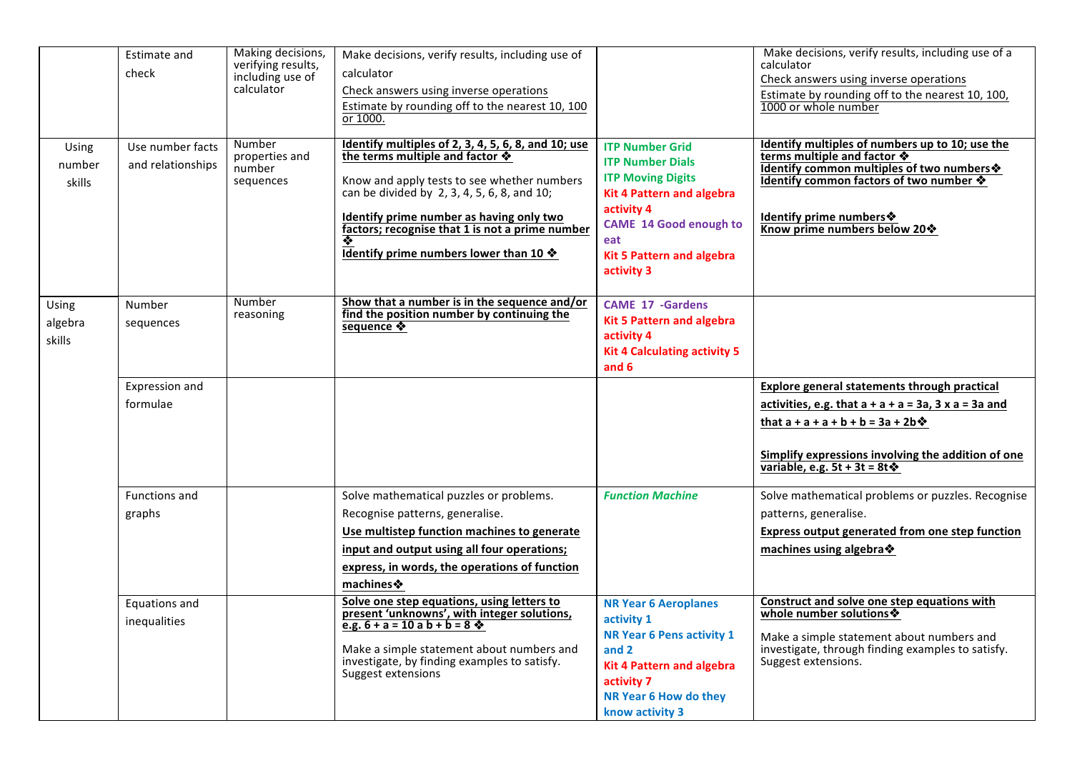| | | | | | |
|---|---|---|---|---|---|
| | Estimate and check | Making decisions, verifying results, including use of calculator | Make decisions, verify results, including use of calculator<br>Check answers using inverse operations<br>Estimate by rounding off to the nearest 10, 100 or 1000. | | Make decisions, verify results, including use of a calculator<br>Check answers using inverse operations<br>Estimate by rounding off to the nearest 10, 100, 1000 or whole number |
| Using number skills | Use number facts and relationships | Number properties and number sequences | **Identify multiples of 2, 3, 4, 5, 6, 8, and 10; use the terms multiple and factor ❖**<br>Know and apply tests to see whether numbers can be divided by 2, 3, 4, 5, 6, 8, and 10;<br>**Identify prime number as having only two factors; recognise that 1 is not a prime number ❖**<br>**Identify prime numbers lower than 10 ❖** | **ITP Number Grid**<br>**ITP Number Dials**<br>**ITP Moving Digits**<br>**Kit 4 Pattern and algebra activity 4**<br>**CAME 14 Good enough to eat**<br>**Kit 5 Pattern and algebra activity 3** | **Identify multiples of numbers up to 10; use the terms multiple and factor ❖**<br>**Identify common multiples of two numbers❖**<br>**Identify common factors of two number ❖**<br>**Identify prime numbers❖**<br>**Know prime numbers below 20❖** |
| Using algebra skills | Number sequences | Number reasoning | **Show that a number is in the sequence and/or find the position number by continuing the sequence ❖** | **CAME 17 -Gardens**<br>**Kit 5 Pattern and algebra activity 4**<br>**Kit 4 Calculating activity 5 and 6** | |
| | Expression and formulae | | | | **Explore general statements through practical activities, e.g. that a + a + a = 3a, 3 x a = 3a and that a + a + a + b + b = 3a + 2b❖**<br>**Simplify expressions involving the addition of one variable, e.g. 5t + 3t = 8t❖** |
| | Functions and graphs | | Solve mathematical puzzles or problems.<br>Recognise patterns, generalise.<br>**Use multistep function machines to generate input and output using all four operations; express, in words, the operations of function machines❖** | ***Function Machine*** | Solve mathematical problems or puzzles. Recognise patterns, generalise.<br>**Express output generated from one step function machines using algebra❖** |
| | Equations and inequalities | | **Solve one step equations, using letters to present 'unknowns', with integer solutions, e.g. 6 + a = 10 a b + b = 8 ❖**<br>Make a simple statement about numbers and investigate, by finding examples to satisfy. Suggest extensions | **NR Year 6 Aeroplanes activity 1**<br>**NR Year 6 Pens activity 1 and 2**<br>**Kit 4 Pattern and algebra activity 7**<br>**NR Year 6 How do they know activity 3** | **Construct and solve one step equations with whole number solutions❖**<br>Make a simple statement about numbers and investigate, through finding examples to satisfy. Suggest extensions. |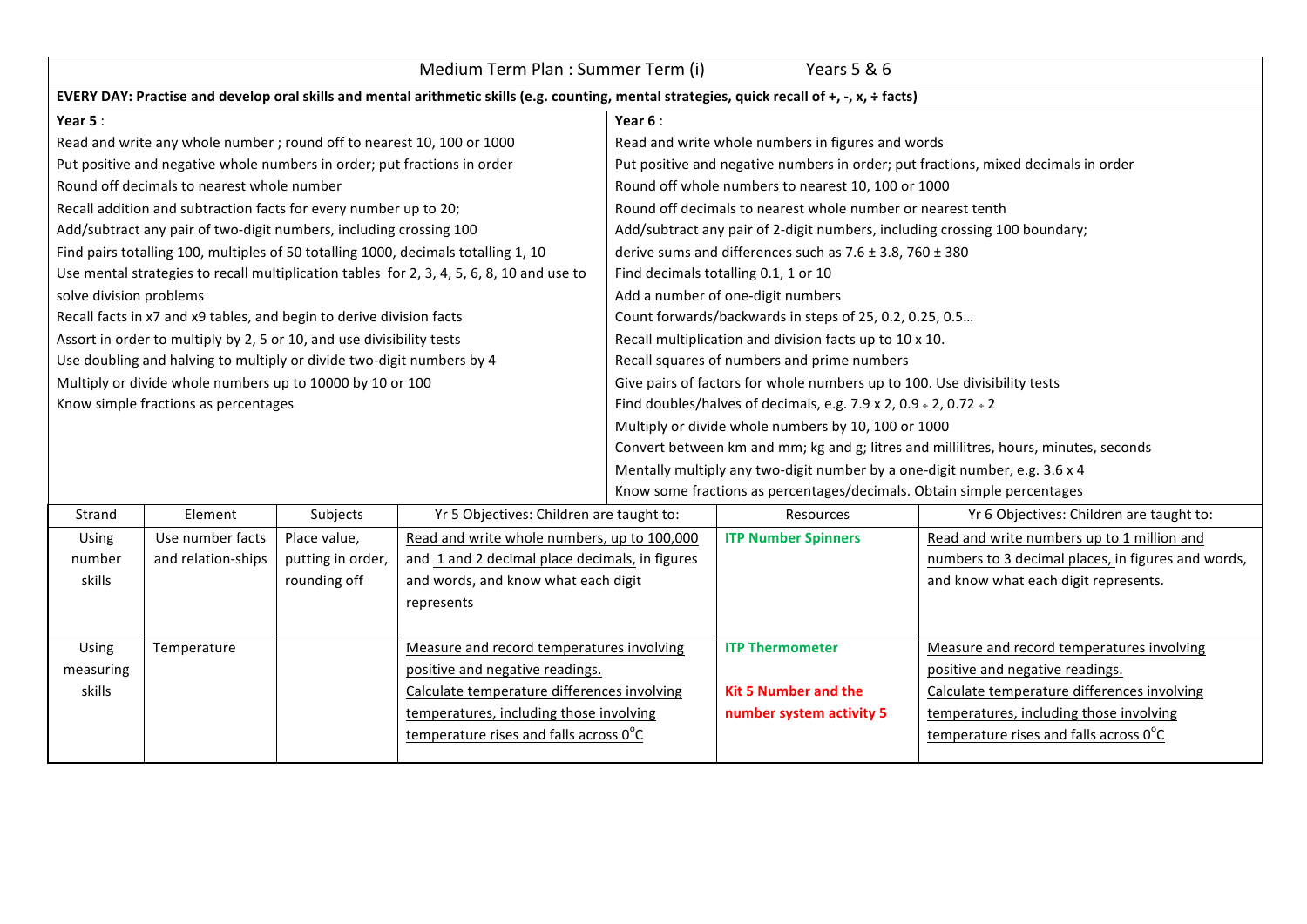# Medium Term Plan : Summer Term (i) Years 5 & 6

**EVERY DAY: Practise and develop oral skills and mental arithmetic skills (e.g. counting, mental strategies, quick recall of +, -, x, ÷ facts)**

**Year 5** :

- Read and write any whole number ; round off to nearest 10, 100 or 1000
- Put positive and negative whole numbers in order; put fractions in order
- Round off decimals to nearest whole number
- Recall addition and subtraction facts for every number up to 20;
- Add/subtract any pair of two-digit numbers, including crossing 100
- Find pairs totalling 100, multiples of 50 totalling 1000, decimals totalling 1, 10
- Use mental strategies to recall multiplication tables for 2, 3, 4, 5, 6, 8, 10 and use to solve division problems
- Recall facts in x7 and x9 tables, and begin to derive division facts
- Assort in order to multiply by 2, 5 or 10, and use divisibility tests
- Use doubling and halving to multiply or divide two-digit numbers by 4
- Multiply or divide whole numbers up to 10000 by 10 or 100
- Know simple fractions as percentages

**Year 6** :

- Read and write whole numbers in figures and words
- Put positive and negative numbers in order; put fractions, mixed decimals in order
- Round off whole numbers to nearest 10, 100 or 1000
- Round off decimals to nearest whole number or nearest tenth
- Add/subtract any pair of 2-digit numbers, including crossing 100 boundary;
- derive sums and differences such as 7.6 ± 3.8, 760 ± 380
- Find decimals totalling 0.1, 1 or 10
- Add a number of one-digit numbers
- Count forwards/backwards in steps of 25, 0.2, 0.25, 0.5…
- Recall multiplication and division facts up to 10 x 10.
- Recall squares of numbers and prime numbers
- Give pairs of factors for whole numbers up to 100. Use divisibility tests
- Find doubles/halves of decimals, e.g. 7.9 x 2, 0.9 ÷ 2, 0.72 ÷ 2
- Multiply or divide whole numbers by 10, 100 or 1000
- Convert between km and mm; kg and g; litres and millilitres, hours, minutes, seconds
- Mentally multiply any two-digit number by a one-digit number, e.g. 3.6 x 4
- Know some fractions as percentages/decimals. Obtain simple percentages

| Strand | Element | Subjects | Yr 5 Objectives: Children are taught to: | Resources | Yr 6 Objectives: Children are taught to: |
|---|---|---|---|---|---|
| Using number skills | Use number facts and relation-ships | Place value, putting in order, rounding off | Read and write whole numbers, up to 100,000 and 1 and 2 decimal place decimals, in figures and words, and know what each digit represents | **ITP Number Spinners** | Read and write numbers up to 1 million and numbers to 3 decimal places, in figures and words, and know what each digit represents. |
| Using measuring skills | Temperature | | Measure and record temperatures involving positive and negative readings. Calculate temperature differences involving temperatures, including those involving temperature rises and falls across 0°C | **ITP Thermometer** **Kit 5 Number and the number system activity 5** | Measure and record temperatures involving positive and negative readings. Calculate temperature differences involving temperatures, including those involving temperature rises and falls across 0°C |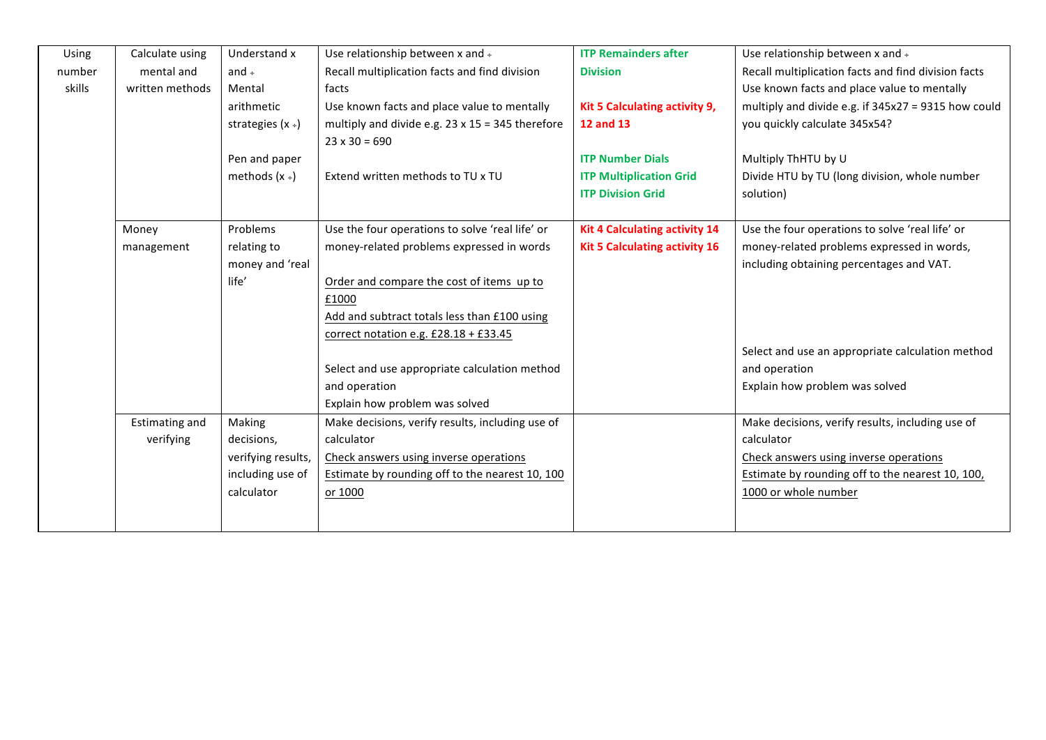| Using number skills | Calculate using mental and written methods | Understand x and ÷<br>Mental arithmetic strategies (x ÷)<br><br>Pen and paper methods (x ÷) | Use relationship between x and ÷<br>Recall multiplication facts and find division facts<br>Use known facts and place value to mentally multiply and divide e.g. 23 x 15 = 345 therefore 23 x 30 = 690<br><br>Extend written methods to TU x TU | **ITP Remainders after Division**<br><br>**Kit 5 Calculating activity 9, 12 and 13**<br><br>**ITP Number Dials**<br>**ITP Multiplication Grid**<br>**ITP Division Grid** | Use relationship between x and ÷<br>Recall multiplication facts and find division facts<br>Use known facts and place value to mentally multiply and divide e.g. if 345x27 = 9315 how could you quickly calculate 345x54?<br><br>Multiply ThHTU by U<br>Divide HTU by TU (long division, whole number solution) |
|---|---|---|---|---|---|
| | Money management | Problems relating to money and 'real life' | Use the four operations to solve 'real life' or money-related problems expressed in words<br><br>Order and compare the cost of items up to £1000<br>Add and subtract totals less than £100 using correct notation e.g. £28.18 + £33.45<br><br>Select and use appropriate calculation method and operation<br>Explain how problem was solved | **Kit 4 Calculating activity 14**<br>**Kit 5 Calculating activity 16** | Use the four operations to solve 'real life' or money-related problems expressed in words, including obtaining percentages and VAT.<br><br>Select and use an appropriate calculation method and operation<br>Explain how problem was solved |
| | Estimating and verifying | Making decisions, verifying results, including use of calculator | Make decisions, verify results, including use of calculator<br>Check answers using inverse operations<br>Estimate by rounding off to the nearest 10, 100 or 1000 | | Make decisions, verify results, including use of calculator<br>Check answers using inverse operations<br>Estimate by rounding off to the nearest 10, 100, 1000 or whole number |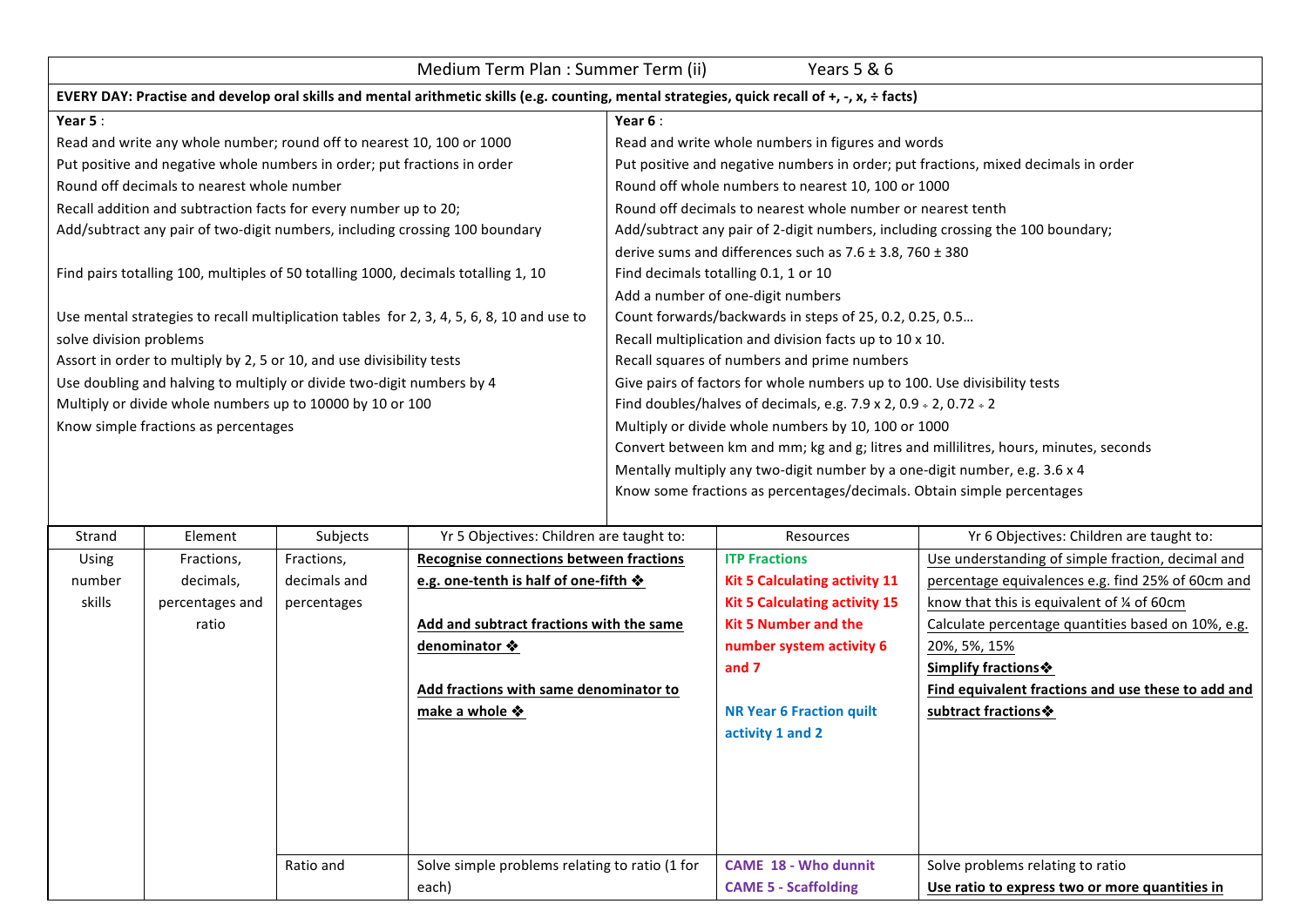# Medium Term Plan : Summer Term (ii) — Years 5 & 6

**EVERY DAY: Practise and develop oral skills and mental arithmetic skills (e.g. counting, mental strategies, quick recall of +, -, x, ÷ facts)**

| **Year 5** : | **Year 6** : |
|---|---|
| Read and write any whole number; round off to nearest 10, 100 or 1000<br>Put positive and negative whole numbers in order; put fractions in order<br>Round off decimals to nearest whole number<br>Recall addition and subtraction facts for every number up to 20;<br>Add/subtract any pair of two-digit numbers, including crossing 100 boundary<br><br>Find pairs totalling 100, multiples of 50 totalling 1000, decimals totalling 1, 10<br><br>Use mental strategies to recall multiplication tables for 2, 3, 4, 5, 6, 8, 10 and use to solve division problems<br>Assort in order to multiply by 2, 5 or 10, and use divisibility tests<br>Use doubling and halving to multiply or divide two-digit numbers by 4<br>Multiply or divide whole numbers up to 10000 by 10 or 100<br>Know simple fractions as percentages | Read and write whole numbers in figures and words<br>Put positive and negative numbers in order; put fractions, mixed decimals in order<br>Round off whole numbers to nearest 10, 100 or 1000<br>Round off decimals to nearest whole number or nearest tenth<br>Add/subtract any pair of 2-digit numbers, including crossing the 100 boundary;<br>derive sums and differences such as 7.6 ± 3.8, 760 ± 380<br>Find decimals totalling 0.1, 1 or 10<br>Add a number of one-digit numbers<br>Count forwards/backwards in steps of 25, 0.2, 0.25, 0.5…<br>Recall multiplication and division facts up to 10 x 10.<br>Recall squares of numbers and prime numbers<br>Give pairs of factors for whole numbers up to 100. Use divisibility tests<br>Find doubles/halves of decimals, e.g. 7.9 x 2, 0.9 ÷ 2, 0.72 ÷ 2<br>Multiply or divide whole numbers by 10, 100 or 1000<br>Convert between km and mm; kg and g; litres and millilitres, hours, minutes, seconds<br>Mentally multiply any two-digit number by a one-digit number, e.g. 3.6 x 4<br>Know some fractions as percentages/decimals. Obtain simple percentages |

| Strand | Element | Subjects | Yr 5 Objectives: Children are taught to: | Resources | Yr 6 Objectives: Children are taught to: |
|---|---|---|---|---|---|
| Using number skills | Fractions, decimals, percentages and ratio | Fractions, decimals and percentages | **Recognise connections between fractions e.g. one-tenth is half of one-fifth ❖**<br><br>**Add and subtract fractions with the same denominator ❖**<br><br>**Add fractions with same denominator to make a whole ❖** | **ITP Fractions**<br>**Kit 5 Calculating activity 11**<br>**Kit 5 Calculating activity 15**<br>**Kit 5 Number and the number system activity 6 and 7**<br><br>**NR Year 6 Fraction quilt activity 1 and 2** | Use understanding of simple fraction, decimal and percentage equivalences e.g. find 25% of 60cm and know that this is equivalent of ¼ of 60cm<br>Calculate percentage quantities based on 10%, e.g. 20%, 5%, 15%<br>**Simplify fractions❖**<br>**Find equivalent fractions and use these to add and subtract fractions❖** |
| | | Ratio and | Solve simple problems relating to ratio (1 for each) | **CAME 18 - Who dunnit**<br>**CAME 5 - Scaffolding** | Solve problems relating to ratio<br>**Use ratio to express two or more quantities in** |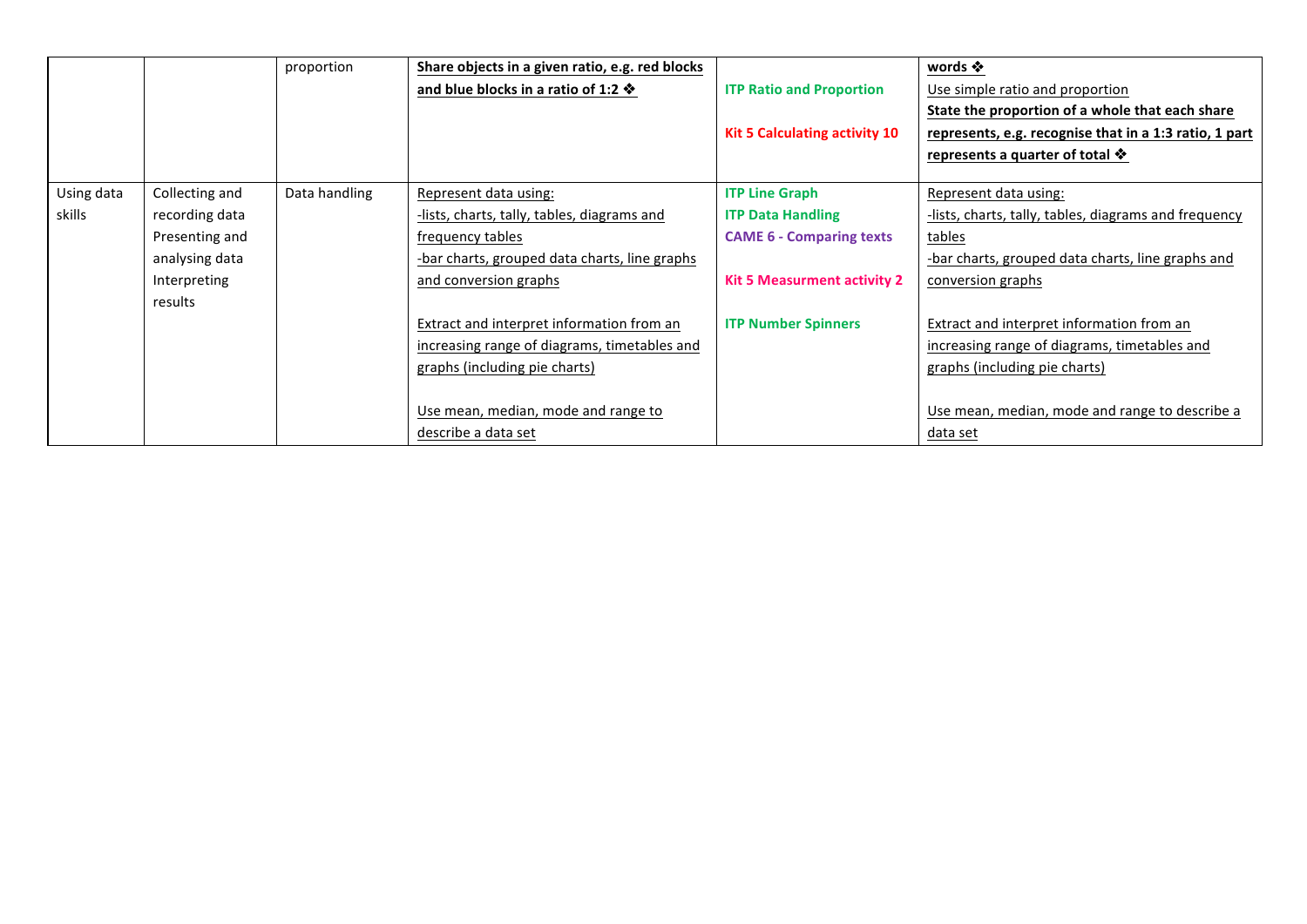| | | | | | |
|---|---|---|---|---|---|
| | | proportion | **Share objects in a given ratio, e.g. red blocks and blue blocks in a ratio of 1:2 ❖** | **ITP Ratio and Proportion**<br><br>**Kit 5 Calculating activity 10** | **words ❖**<br>Use simple ratio and proportion<br>**State the proportion of a whole that each share represents, e.g. recognise that in a 1:3 ratio, 1 part represents a quarter of total ❖** |
| Using data skills | Collecting and recording data<br>Presenting and analysing data<br>Interpreting results | Data handling | Represent data using:<br>-lists, charts, tally, tables, diagrams and frequency tables<br>-bar charts, grouped data charts, line graphs and conversion graphs<br><br>Extract and interpret information from an increasing range of diagrams, timetables and graphs (including pie charts)<br><br>Use mean, median, mode and range to describe a data set | **ITP Line Graph**<br>**ITP Data Handling**<br>**CAME 6 - Comparing texts**<br><br>**Kit 5 Measurment activity 2**<br><br>**ITP Number Spinners** | Represent data using:<br>-lists, charts, tally, tables, diagrams and frequency tables<br>-bar charts, grouped data charts, line graphs and conversion graphs<br><br>Extract and interpret information from an increasing range of diagrams, timetables and graphs (including pie charts)<br><br>Use mean, median, mode and range to describe a data set |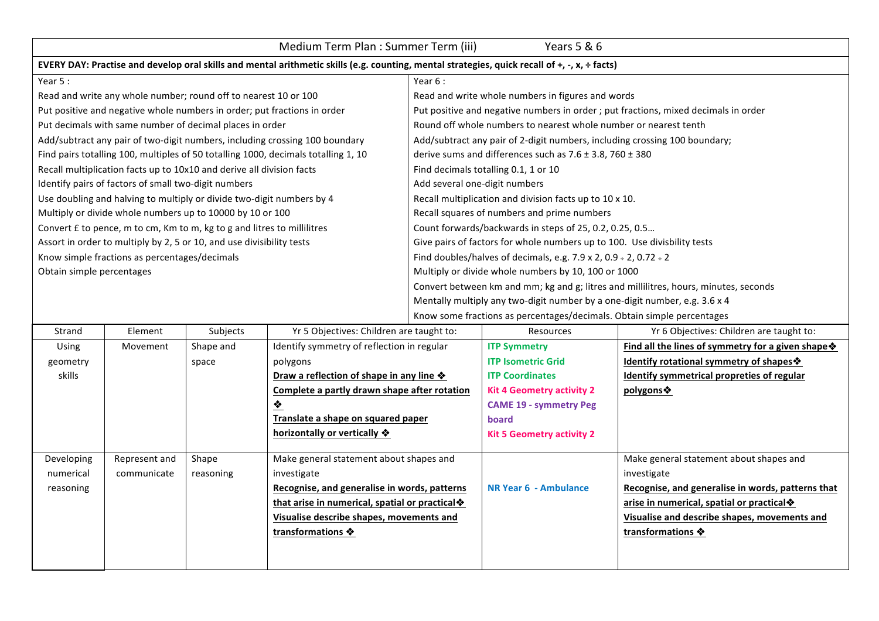Medium Term Plan : Summer Term (iii) Years 5 & 6

**EVERY DAY: Practise and develop oral skills and mental arithmetic skills (e.g. counting, mental strategies, quick recall of +, -, x, ÷ facts)**

| Year 5 : | Year 6 : |
|---|---|
| Read and write any whole number; round off to nearest 10 or 100 | Read and write whole numbers in figures and words |
| Put positive and negative whole numbers in order; put fractions in order | Put positive and negative numbers in order ; put fractions, mixed decimals in order |
| Put decimals with same number of decimal places in order | Round off whole numbers to nearest whole number or nearest tenth |
| Add/subtract any pair of two-digit numbers, including crossing 100 boundary | Add/subtract any pair of 2-digit numbers, including crossing 100 boundary; |
| Find pairs totalling 100, multiples of 50 totalling 1000, decimals totalling 1, 10 | derive sums and differences such as 7.6 ± 3.8, 760 ± 380 |
| Recall multiplication facts up to 10x10 and derive all division facts | Find decimals totalling 0.1, 1 or 10 |
| Identify pairs of factors of small two-digit numbers | Add several one-digit numbers |
| Use doubling and halving to multiply or divide two-digit numbers by 4 | Recall multiplication and division facts up to 10 x 10. |
| Multiply or divide whole numbers up to 10000 by 10 or 100 | Recall squares of numbers and prime numbers |
| Convert £ to pence, m to cm, Km to m, kg to g and litres to millilitres | Count forwards/backwards in steps of 25, 0.2, 0.25, 0.5… |
| Assort in order to multiply by 2, 5 or 10, and use divisibility tests | Give pairs of factors for whole numbers up to 100. Use divisbility tests |
| Know simple fractions as percentages/decimals | Find doubles/halves of decimals, e.g. 7.9 x 2, 0.9 ÷ 2, 0.72 ÷ 2 |
| Obtain simple percentages | Multiply or divide whole numbers by 10, 100 or 1000 |
| | Convert between km and mm; kg and g; litres and millilitres, hours, minutes, seconds |
| | Mentally multiply any two-digit number by a one-digit number, e.g. 3.6 x 4 |
| | Know some fractions as percentages/decimals. Obtain simple percentages |

| Strand | Element | Subjects | Yr 5 Objectives: Children are taught to: | Resources | Yr 6 Objectives: Children are taught to: |
|---|---|---|---|---|---|
| Using geometry skills | Movement | Shape and space | Identify symmetry of reflection in regular polygons<br>**Draw a reflection of shape in any line ❖**<br>**Complete a partly drawn shape after rotation ❖**<br>**Translate a shape on squared paper horizontally or vertically ❖** | **ITP Symmetry**<br>**ITP Isometric Grid**<br>**ITP Coordinates**<br>**Kit 4 Geometry activity 2**<br>**CAME 19 - symmetry Peg board**<br>**Kit 5 Geometry activity 2** | **Find all the lines of symmetry for a given shape❖**<br>**Identify rotational symmetry of shapes❖**<br>**Identify symmetrical propreties of regular polygons❖** |
| Developing numerical reasoning | Represent and communicate | Shape reasoning | Make general statement about shapes and investigate<br>**Recognise, and generalise in words, patterns that arise in numerical, spatial or practical❖**<br>**Visualise describe shapes, movements and transformations ❖** | **NR Year 6 - Ambulance** | Make general statement about shapes and investigate<br>**Recognise, and generalise in words, patterns that arise in numerical, spatial or practical❖**<br>**Visualise and describe shapes, movements and transformations ❖** |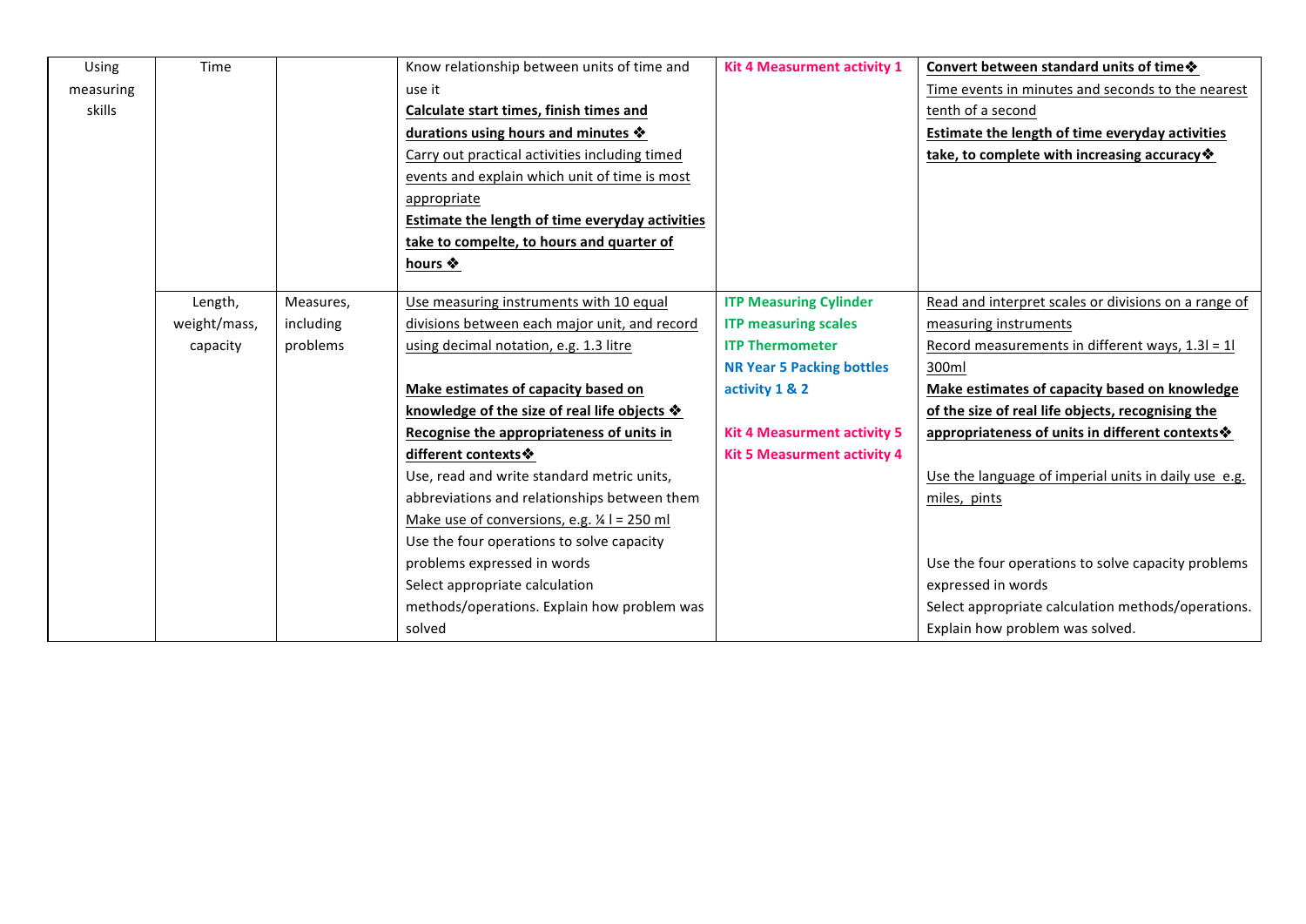| Using measuring skills | Time | | Know relationship between units of time and use it<br>**Calculate start times, finish times and durations using hours and minutes ❖**<br>Carry out practical activities including timed events and explain which unit of time is most appropriate<br>**Estimate the length of time everyday activities take to compelte, to hours and quarter of hours ❖** | **Kit 4 Measurment activity 1** | **Convert between standard units of time❖**<br>Time events in minutes and seconds to the nearest tenth of a second<br>**Estimate the length of time everyday activities take, to complete with increasing accuracy❖** |
|---|---|---|---|---|---|
| | Length, weight/mass, capacity | Measures, including problems | Use measuring instruments with 10 equal divisions between each major unit, and record using decimal notation, e.g. 1.3 litre<br><br>**Make estimates of capacity based on knowledge of the size of real life objects ❖**<br>**Recognise the appropriateness of units in different contexts❖**<br>Use, read and write standard metric units, abbreviations and relationships between them<br>Make use of conversions, e.g. ¼ l = 250 ml<br>Use the four operations to solve capacity problems expressed in words<br>Select appropriate calculation methods/operations. Explain how problem was solved | **ITP Measuring Cylinder**<br>**ITP measuring scales**<br>**ITP Thermometer**<br>**NR Year 5 Packing bottles activity 1 & 2**<br><br>**Kit 4 Measurment activity 5**<br>**Kit 5 Measurment activity 4** | Read and interpret scales or divisions on a range of measuring instruments<br>Record measurements in different ways, 1.3l = 1l 300ml<br>**Make estimates of capacity based on knowledge of the size of real life objects, recognising the appropriateness of units in different contexts❖**<br><br>Use the language of imperial units in daily use e.g. miles, pints<br><br><br>Use the four operations to solve capacity problems expressed in words<br>Select appropriate calculation methods/operations. Explain how problem was solved. |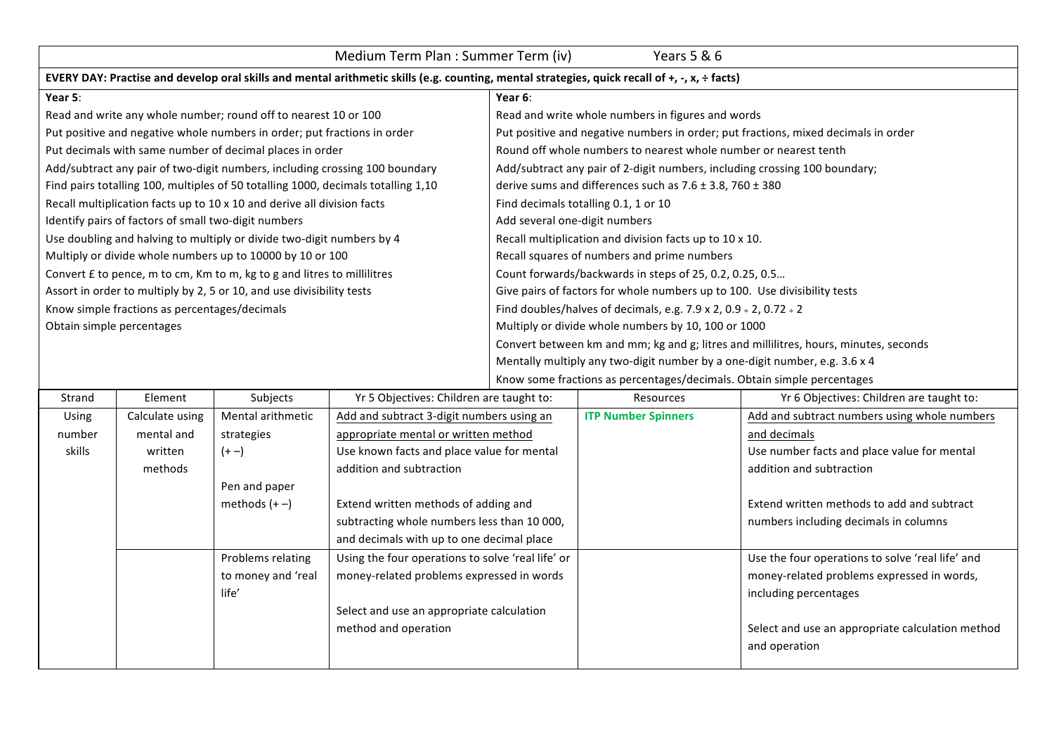# Medium Term Plan : Summer Term (iv) — Years 5 & 6

**EVERY DAY: Practise and develop oral skills and mental arithmetic skills (e.g. counting, mental strategies, quick recall of +, -, x, ÷ facts)**

**Year 5**:

Read and write any whole number; round off to nearest 10 or 100
Put positive and negative whole numbers in order; put fractions in order
Put decimals with same number of decimal places in order
Add/subtract any pair of two-digit numbers, including crossing 100 boundary
Find pairs totalling 100, multiples of 50 totalling 1000, decimals totalling 1,10
Recall multiplication facts up to 10 x 10 and derive all division facts
Identify pairs of factors of small two-digit numbers
Use doubling and halving to multiply or divide two-digit numbers by 4
Multiply or divide whole numbers up to 10000 by 10 or 100
Convert £ to pence, m to cm, Km to m, kg to g and litres to millilitres
Assort in order to multiply by 2, 5 or 10, and use divisibility tests
Know simple fractions as percentages/decimals
Obtain simple percentages

**Year 6**:

Read and write whole numbers in figures and words
Put positive and negative numbers in order; put fractions, mixed decimals in order
Round off whole numbers to nearest whole number or nearest tenth
Add/subtract any pair of 2-digit numbers, including crossing 100 boundary;
derive sums and differences such as 7.6 ± 3.8, 760 ± 380
Find decimals totalling 0.1, 1 or 10
Add several one-digit numbers
Recall multiplication and division facts up to 10 x 10.
Recall squares of numbers and prime numbers
Count forwards/backwards in steps of 25, 0.2, 0.25, 0.5…
Give pairs of factors for whole numbers up to 100. Use divisibility tests
Find doubles/halves of decimals, e.g. 7.9 x 2, 0.9 ÷ 2, 0.72 ÷ 2
Multiply or divide whole numbers by 10, 100 or 1000
Convert between km and mm; kg and g; litres and millilitres, hours, minutes, seconds
Mentally multiply any two-digit number by a one-digit number, e.g. 3.6 x 4
Know some fractions as percentages/decimals. Obtain simple percentages

| Strand | Element | Subjects | Yr 5 Objectives: Children are taught to: | Resources | Yr 6 Objectives: Children are taught to: |
|---|---|---|---|---|---|
| Using number skills | Calculate using mental and written methods | Mental arithmetic strategies (+ –)<br><br>Pen and paper methods (+ –) | Add and subtract 3-digit numbers using an appropriate mental or written method<br>Use known facts and place value for mental addition and subtraction<br><br>Extend written methods of adding and subtracting whole numbers less than 10 000, and decimals with up to one decimal place | **ITP Number Spinners** | Add and subtract numbers using whole numbers and decimals<br>Use number facts and place value for mental addition and subtraction<br><br>Extend written methods to add and subtract numbers including decimals in columns |
| | | Problems relating to money and 'real life' | Using the four operations to solve 'real life' or money-related problems expressed in words<br><br>Select and use an appropriate calculation method and operation | | Use the four operations to solve 'real life' and money-related problems expressed in words, including percentages<br><br>Select and use an appropriate calculation method and operation |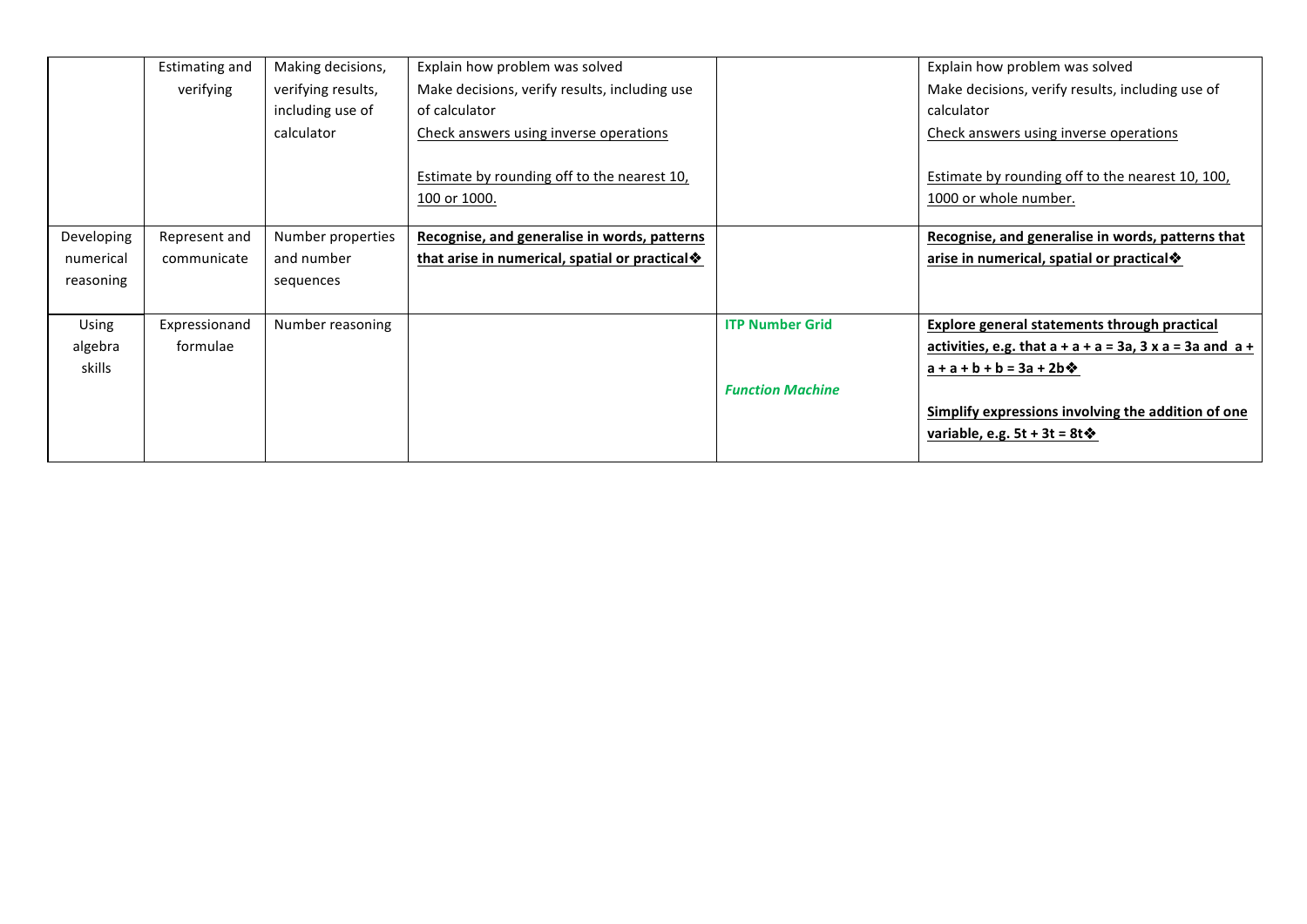| | | | | | |
|---|---|---|---|---|---|
| | Estimating and verifying | Making decisions, verifying results, including use of calculator | Explain how problem was solved<br>Make decisions, verify results, including use of calculator<br>Check answers using inverse operations<br><br>Estimate by rounding off to the nearest 10, 100 or 1000. | | Explain how problem was solved<br>Make decisions, verify results, including use of calculator<br>Check answers using inverse operations<br><br>Estimate by rounding off to the nearest 10, 100, 1000 or whole number. |
| Developing numerical reasoning | Represent and communicate | Number properties and number sequences | **Recognise, and generalise in words, patterns that arise in numerical, spatial or practical❖** | | **Recognise, and generalise in words, patterns that arise in numerical, spatial or practical❖** |
| Using algebra skills | Expressionand formulae | Number reasoning | | **ITP Number Grid**<br><br>***Function Machine*** | **Explore general statements through practical activities, e.g. that a + a + a = 3a, 3 x a = 3a and a + a + b + b = 3a + 2b❖**<br><br>**Simplify expressions involving the addition of one variable, e.g. 5t + 3t = 8t❖** |